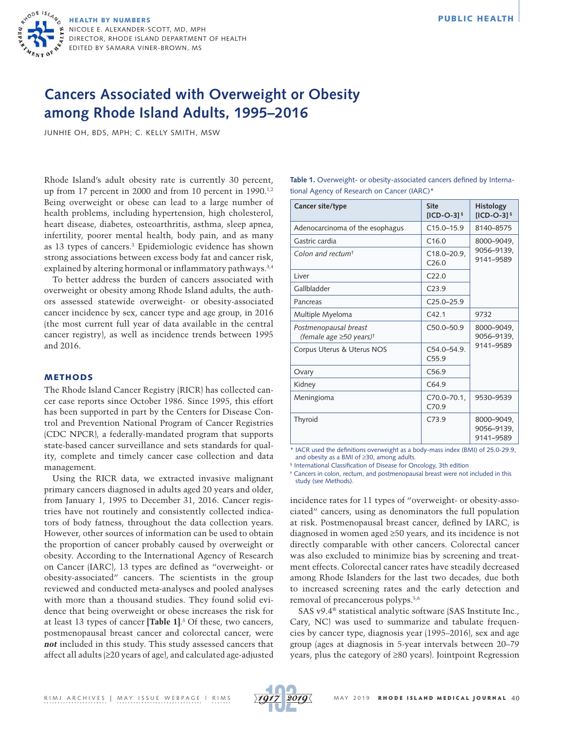# Cancers Associated with Overweight or Obesity among Rhode Island Adults, 1995–2016

JUNHIE OH, BDS, MPH; C. KELLY SMITH, MSW

Rhode Island's adult obesity rate is currently 30 percent, up from 17 percent in 2000 and from 10 percent in 1990.[1,2] Being overweight or obese can lead to a large number of health problems, including hypertension, high cholesterol, heart disease, diabetes, osteoarthritis, asthma, sleep apnea, infertility, poorer mental health, body pain, and as many as 13 types of cancers.[3] Epidemiologic evidence has shown strong associations between excess body fat and cancer risk, explained by altering hormonal or inflammatory pathways.[3,4]

To better address the burden of cancers associated with overweight or obesity among Rhode Island adults, the authors assessed statewide overweight- or obesity-associated cancer incidence by sex, cancer type and age group, in 2016 (the most current full year of data available in the central cancer registry), as well as incidence trends between 1995 and 2016.

## METHODS

The Rhode Island Cancer Registry (RICR) has collected cancer case reports since October 1986. Since 1995, this effort has been supported in part by the Centers for Disease Control and Prevention National Program of Cancer Registries (CDC NPCR), a federally-mandated program that supports state-based cancer surveillance and sets standards for quality, complete and timely cancer case collection and data management.

Using the RICR data, we extracted invasive malignant primary cancers diagnosed in adults aged 20 years and older, from January 1, 1995 to December 31, 2016. Cancer registries have not routinely and consistently collected indicators of body fatness, throughout the data collection years. However, other sources of information can be used to obtain the proportion of cancer probably caused by overweight or obesity. According to the International Agency of Research on Cancer (IARC), 13 types are defined as "overweight- or obesity-associated" cancers. The scientists in the group reviewed and conducted meta-analyses and pooled analyses with more than a thousand studies. They found solid evidence that being overweight or obese increases the risk for at least 13 types of cancer **[Table 1]**.[3] Of these, two cancers, postmenopausal breast cancer and colorectal cancer, were ***not*** included in this study. This study assessed cancers that affect all adults (≥20 years of age), and calculated age-adjusted incidence rates for 11 types of "overweight- or obesity-associated" cancers, using as denominators the full population at risk. Postmenopausal breast cancer, defined by IARC, is diagnosed in women aged ≥50 years, and its incidence is not directly comparable with other cancers. Colorectal cancer was also excluded to minimize bias by screening and treatment effects. Colorectal cancer rates have steadily decreased among Rhode Islanders for the last two decades, due both to increased screening rates and the early detection and removal of precancerous polyps.[5,6]

SAS v9.4® statistical analytic software (SAS Institute Inc., Cary, NC) was used to summarize and tabulate frequencies by cancer type, diagnosis year (1995–2016), sex and age group (ages at diagnosis in 5-year intervals between 20–79 years, plus the category of ≥80 years). Jointpoint Regression

**Table 1.** Overweight- or obesity-associated cancers defined by International Agency of Research on Cancer (IARC)*

| Cancer site/type | Site [ICD-O-3] § | Histology [ICD-O-3] § |
|---|---|---|
| Adenocarcinoma of the esophagus | C15.0–15.9 | 8140–8575 |
| Gastric cardia | C16.0 | 8000–9049, 9056–9139, 9141–9589 |
| *Colon and rectum*† | C18.0–20.9, C26.0 | |
| Liver | C22.0 | |
| Gallbladder | C23.9 | |
| Pancreas | C25.0–25.9 | |
| Multiple Myeloma | C42.1 | 9732 |
| *Postmenopausal breast (female age ≥50 years)*† | C50.0–50.9 | 8000–9049, 9056–9139, 9141–9589 |
| Corpus Uterus & Uterus NOS | C54.0–54.9. C55.9 | |
| Ovary | C56.9 | |
| Kidney | C64.9 | |
| Meningioma | C70.0–70.1, C70.9 | 9530–9539 |
| Thyroid | C73.9 | 8000–9049, 9056–9139, 9141–9589 |

\* IACR used the definitions overweight as a body-mass index (BMI) of 25.0-29.9, and obesity as a BMI of ≥30, among adults.
§ International Classification of Disease for Oncology, 3th edition
† Cancers in colon, rectum, and postmenopausal breast were not included in this study (see Methods).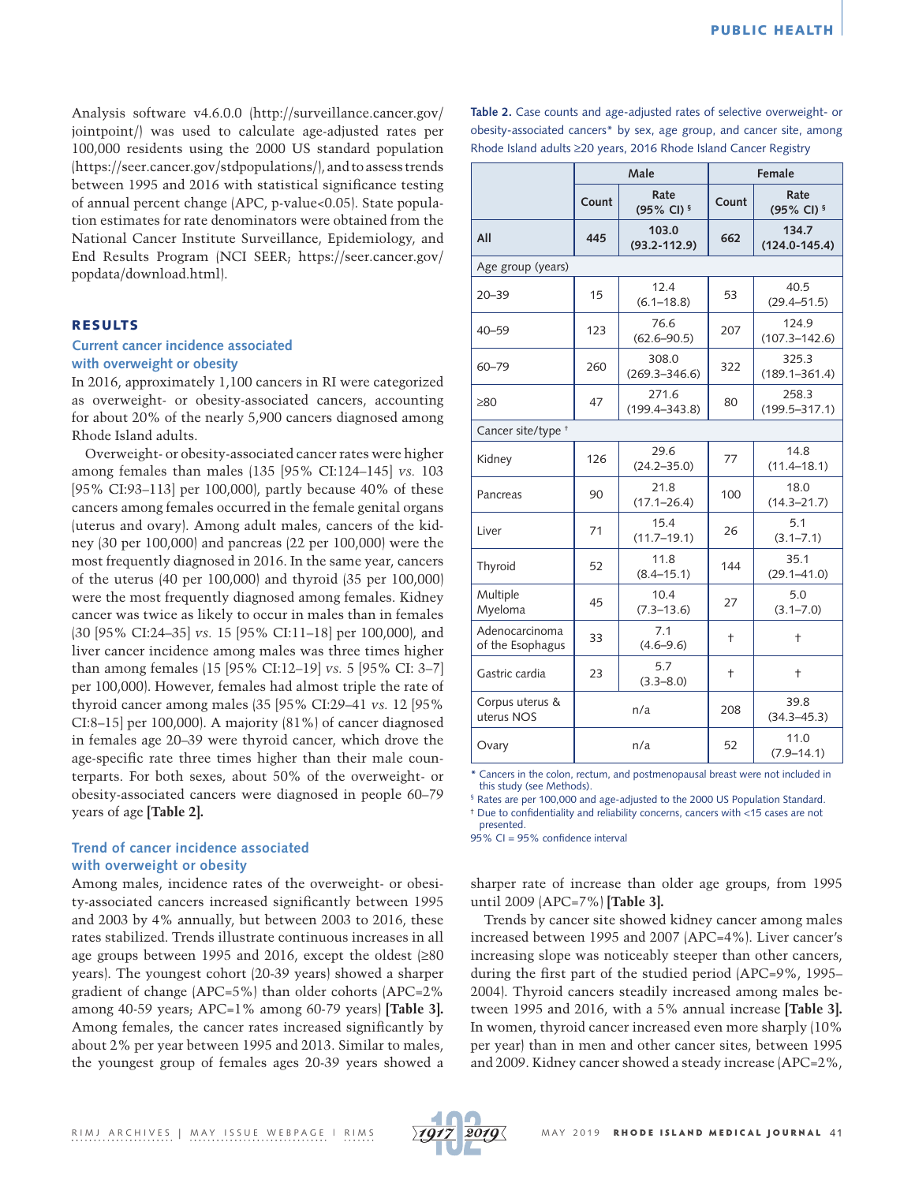Analysis software v4.6.0.0 (http://surveillance.cancer.gov/jointpoint/) was used to calculate age-adjusted rates per 100,000 residents using the 2000 US standard population (https://seer.cancer.gov/stdpopulations/), and to assess trends between 1995 and 2016 with statistical significance testing of annual percent change (APC, p-value<0.05). State population estimates for rate denominators were obtained from the National Cancer Institute Surveillance, Epidemiology, and End Results Program (NCI SEER; https://seer.cancer.gov/popdata/download.html).

## RESULTS

### Current cancer incidence associated with overweight or obesity

In 2016, approximately 1,100 cancers in RI were categorized as overweight- or obesity-associated cancers, accounting for about 20% of the nearly 5,900 cancers diagnosed among Rhode Island adults.

Overweight- or obesity-associated cancer rates were higher among females than males (135 [95% CI:124–145] *vs.* 103 [95% CI:93–113] per 100,000), partly because 40% of these cancers among females occurred in the female genital organs (uterus and ovary). Among adult males, cancers of the kidney (30 per 100,000) and pancreas (22 per 100,000) were the most frequently diagnosed in 2016. In the same year, cancers of the uterus (40 per 100,000) and thyroid (35 per 100,000) were the most frequently diagnosed among females. Kidney cancer was twice as likely to occur in males than in females (30 [95% CI:24–35] *vs.* 15 [95% CI:11–18] per 100,000), and liver cancer incidence among males was three times higher than among females (15 [95% CI:12–19] *vs.* 5 [95% CI: 3–7] per 100,000). However, females had almost triple the rate of thyroid cancer among males (35 [95% CI:29–41 *vs.* 12 [95% CI:8–15] per 100,000). A majority (81%) of cancer diagnosed in females age 20–39 were thyroid cancer, which drove the age-specific rate three times higher than their male counterparts. For both sexes, about 50% of the overweight- or obesity-associated cancers were diagnosed in people 60–79 years of age **[Table 2]**.

Table 2. Case counts and age-adjusted rates of selective overweight- or obesity-associated cancers* by sex, age group, and cancer site, among Rhode Island adults ≥20 years, 2016 Rhode Island Cancer Registry

| | Male | | Female | |
|---|---|---|---|---|
| | Count | Rate (95% CI) § | Count | Rate (95% CI) § |
| **All** | **445** | **103.0 (93.2-112.9)** | **662** | **134.7 (124.0-145.4)** |
| Age group (years) | | | | |
| 20–39 | 15 | 12.4 (6.1–18.8) | 53 | 40.5 (29.4–51.5) |
| 40–59 | 123 | 76.6 (62.6–90.5) | 207 | 124.9 (107.3–142.6) |
| 60–79 | 260 | 308.0 (269.3–346.6) | 322 | 325.3 (189.1–361.4) |
| ≥80 | 47 | 271.6 (199.4–343.8) | 80 | 258.3 (199.5–317.1) |
| Cancer site/type † | | | | |
| Kidney | 126 | 29.6 (24.2–35.0) | 77 | 14.8 (11.4–18.1) |
| Pancreas | 90 | 21.8 (17.1–26.4) | 100 | 18.0 (14.3–21.7) |
| Liver | 71 | 15.4 (11.7–19.1) | 26 | 5.1 (3.1–7.1) |
| Thyroid | 52 | 11.8 (8.4–15.1) | 144 | 35.1 (29.1–41.0) |
| Multiple Myeloma | 45 | 10.4 (7.3–13.6) | 27 | 5.0 (3.1–7.0) |
| Adenocarcinoma of the Esophagus | 33 | 7.1 (4.6–9.6) | † | † |
| Gastric cardia | 23 | 5.7 (3.3–8.0) | † | † |
| Corpus uterus & uterus NOS | n/a | | 208 | 39.8 (34.3–45.3) |
| Ovary | n/a | | 52 | 11.0 (7.9–14.1) |

\* Cancers in the colon, rectum, and postmenopausal breast were not included in this study (see Methods).
§ Rates are per 100,000 and age-adjusted to the 2000 US Population Standard.
† Due to confidentiality and reliability concerns, cancers with <15 cases are not presented.
95% CI = 95% confidence interval

### Trend of cancer incidence associated with overweight or obesity

Among males, incidence rates of the overweight- or obesity-associated cancers increased significantly between 1995 and 2003 by 4% annually, but between 2003 to 2016, these rates stabilized. Trends illustrate continuous increases in all age groups between 1995 and 2016, except the oldest (≥80 years). The youngest cohort (20-39 years) showed a sharper gradient of change (APC=5%) than older cohorts (APC=2% among 40-59 years; APC=1% among 60-79 years) **[Table 3]**. Among females, the cancer rates increased significantly by about 2% per year between 1995 and 2013. Similar to males, the youngest group of females ages 20-39 years showed a sharper rate of increase than older age groups, from 1995 until 2009 (APC=7%) **[Table 3]**.

Trends by cancer site showed kidney cancer among males increased between 1995 and 2007 (APC=4%). Liver cancer's increasing slope was noticeably steeper than other cancers, during the first part of the studied period (APC=9%, 1995–2004). Thyroid cancers steadily increased among males between 1995 and 2016, with a 5% annual increase **[Table 3]**. In women, thyroid cancer increased even more sharply (10% per year) than in men and other cancer sites, between 1995 and 2009. Kidney cancer showed a steady increase (APC=2%,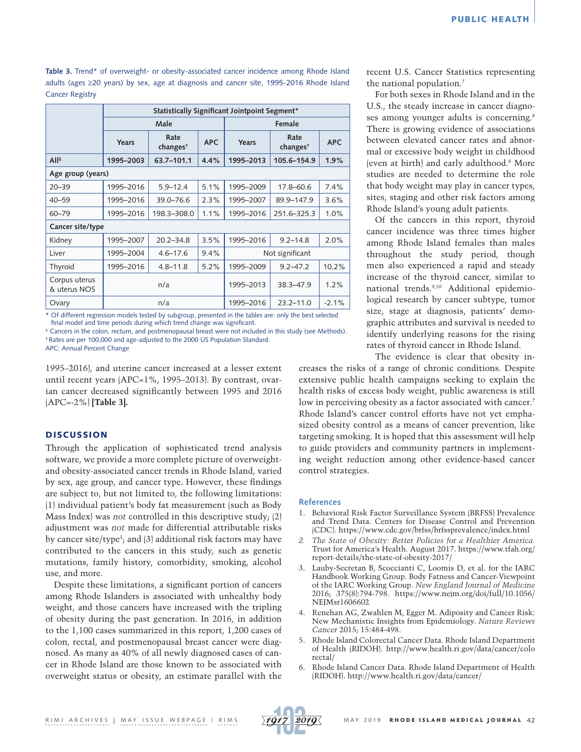**Table 3.** Trend* of overweight- or obesity-associated cancer incidence among Rhode Island adults (ages ≥20 years) by sex, age at diagnosis and cancer site, 1995-2016 Rhode Island Cancer Registry

| | Statistically Significant Jointpoint Segment* | | | | | |
|---|---|---|---|---|---|---|
| | Male | | | Female | | |
| | Years | Rate changes† | APC | Years | Rate changes† | APC |
| **All§** | **1995–2003** | **63.7–101.1** | **4.4%** | **1995–2013** | **105.6–154.9** | **1.9%** |
| **Age group (years)** | | | | | | |
| 20–39 | 1995–2016 | 5.9–12.4 | 5.1% | 1995–2009 | 17.8–60.6 | 7.4% |
| 40–59 | 1995–2016 | 39.0–76.6 | 2.3% | 1995–2007 | 89.9–147.9 | 3.6% |
| 60–79 | 1995–2016 | 198.3–308.0 | 1.1% | 1995–2016 | 251.6–325.3 | 1.0% |
| **Cancer site/type** | | | | | | |
| Kidney | 1995–2007 | 20.2–34.8 | 3.5% | 1995–2016 | 9.2–14.8 | 2.0% |
| Liver | 1995–2004 | 4.6–17.6 | 9.4% | Not significant | | |
| Thyroid | 1995–2016 | 4.8–11.8 | 5.2% | 1995–2009 | 9.2–47.2 | 10.2% |
| Corpus uterus & uterus NOS | n/a | | | 1995–2013 | 38.3–47.9 | 1.2% |
| Ovary | n/a | | | 1995–2016 | 23.2–11.0 | -2.1% |

\* Of different regression models tested by subgroup, presented in the tables are: only the best selected final model and time periods during which trend change was significant.
§ Cancers in the colon, rectum, and postmenopausal breast were not included in this study (see Methods).
† Rates are per 100,000 and age-adjusted to the 2000 US Population Standard.
APC: Annual Percent Change

1995–2016), and uterine cancer increased at a lesser extent until recent years (APC=1%, 1995–2013). By contrast, ovarian cancer decreased significantly between 1995 and 2016 (APC=-2%) **[Table 3].**

## DISCUSSION

Through the application of sophisticated trend analysis software, we provide a more complete picture of overweight- and obesity-associated cancer trends in Rhode Island, varied by sex, age group, and cancer type. However, these findings are subject to, but not limited to, the following limitations: (1) individual patient's body fat measurement (such as Body Mass Index) was *not* controlled in this descriptive study; (2) adjustment was *not* made for differential attributable risks by cancer site/type[3]; and (3) additional risk factors may have contributed to the cancers in this study, such as genetic mutations, family history, comorbidity, smoking, alcohol use, and more.

Despite these limitations, a significant portion of cancers among Rhode Islanders is associated with unhealthy body weight, and those cancers have increased with the tripling of obesity during the past generation. In 2016, in addition to the 1,100 cases summarized in this report, 1,200 cases of colon, rectal, and postmenopausal breast cancer were diagnosed. As many as 40% of all newly diagnosed cases of cancer in Rhode Island are those known to be associated with overweight status or obesity, an estimate parallel with the recent U.S. Cancer Statistics representing the national population.[7]

For both sexes in Rhode Island and in the U.S., the steady increase in cancer diagnoses among younger adults is concerning.[8] There is growing evidence of associations between elevated cancer rates and abnormal or excessive body weight in childhood (even at birth) and early adulthood.[8] More studies are needed to determine the role that body weight may play in cancer types, sites, staging and other risk factors among Rhode Island's young adult patients.

Of the cancers in this report, thyroid cancer incidence was three times higher among Rhode Island females than males throughout the study period, though men also experienced a rapid and steady increase of the thyroid cancer, similar to national trends.[9,10] Additional epidemiological research by cancer subtype, tumor size, stage at diagnosis, patients' demographic attributes and survival is needed to identify underlying reasons for the rising rates of thyroid cancer in Rhode Island.

The evidence is clear that obesity increases the risks of a range of chronic conditions. Despite extensive public health campaigns seeking to explain the health risks of excess body weight, public awareness is still low in perceiving obesity as a factor associated with cancer.[7] Rhode Island's cancer control efforts have not yet emphasized obesity control as a means of cancer prevention, like targeting smoking. It is hoped that this assessment will help to guide providers and community partners in implementing weight reduction among other evidence-based cancer control strategies.

### References

1. Behavioral Risk Factor Surveillance System (BRFSS) Prevalence and Trend Data. Centers for Disease Control and Prevention (CDC). https://www.cdc.gov/brfss/brfssprevalence/index.html
2. *The State of Obesity: Better Policies for a Healthier America.* Trust for America's Health. August 2017. https://www.tfah.org/report-details/the-state-of-obesity-2017/
3. Lauby-Secretan B, Scoccianti C, Loomis D, et al. for the IARC Handbook Working Group. Body Fatness and Cancer-Viewpoint of the IARC Working Group. *New England Journal of Medicine* 2016; 375(8):794-798. https://www.nejm.org/doi/full/10.1056/NEJMsr1606602
4. Renehan AG, Zwahlen M, Egger M. Adiposity and Cancer Risk: New Mechanistic Insights from Epidemiology. *Nature Reviews Cancer* 2015; 15:484-498.
5. Rhode Island Colorectal Cancer Data. Rhode Island Department of Health (RIDOH). http://www.health.ri.gov/data/cancer/colorectal/
6. Rhode Island Cancer Data. Rhode Island Department of Health (RIDOH). http://www.health.ri.gov/data/cancer/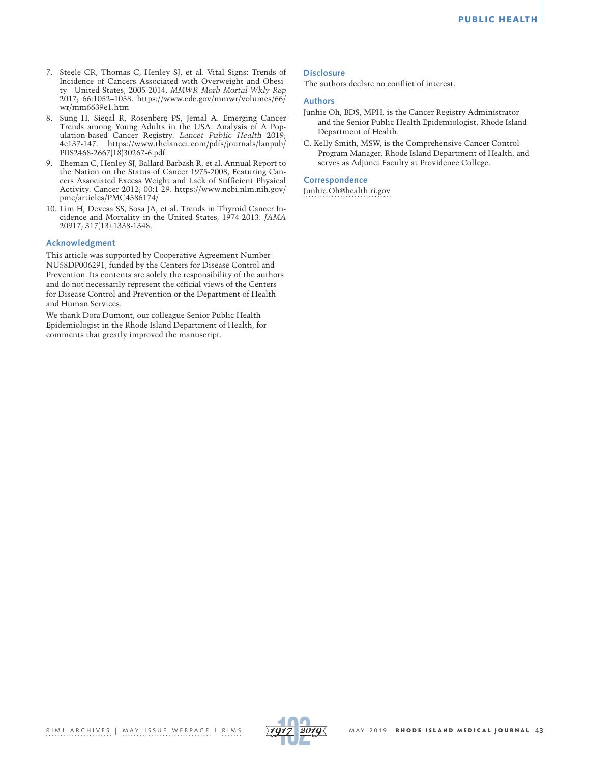7. Steele CR, Thomas C, Henley SJ, et al. Vital Signs: Trends of Incidence of Cancers Associated with Overweight and Obesity—United States, 2005-2014. *MMWR Morb Mortal Wkly Rep* 2017; 66:1052–1058. https://www.cdc.gov/mmwr/volumes/66/wr/mm6639e1.htm
8. Sung H, Siegal R, Rosenberg PS, Jemal A. Emerging Cancer Trends among Young Adults in the USA: Analysis of A Population-based Cancer Registry. *Lancet Public Health* 2019; 4e137-147. https://www.thelancet.com/pdfs/journals/lanpub/PIIS2468-2667(18)30267-6.pdf
9. Eheman C, Henley SJ, Ballard-Barbash R, et al. Annual Report to the Nation on the Status of Cancer 1975-2008, Featuring Cancers Associated Excess Weight and Lack of Sufficient Physical Activity. Cancer 2012; 00:1-29. https://www.ncbi.nlm.nih.gov/pmc/articles/PMC4586174/
10. Lim H, Devesa SS, Sosa JA, et al. Trends in Thyroid Cancer Incidence and Mortality in the United States, 1974-2013. *JAMA* 20917; 317(13):1338-1348.

## Acknowledgment

This article was supported by Cooperative Agreement Number NU58DP006291, funded by the Centers for Disease Control and Prevention. Its contents are solely the responsibility of the authors and do not necessarily represent the official views of the Centers for Disease Control and Prevention or the Department of Health and Human Services.

We thank Dora Dumont, our colleague Senior Public Health Epidemiologist in the Rhode Island Department of Health, for comments that greatly improved the manuscript.

## Disclosure

The authors declare no conflict of interest.

## Authors

Junhie Oh, BDS, MPH, is the Cancer Registry Administrator and the Senior Public Health Epidemiologist, Rhode Island Department of Health.

C. Kelly Smith, MSW, is the Comprehensive Cancer Control Program Manager, Rhode Island Department of Health, and serves as Adjunct Faculty at Providence College.

## Correspondence

Junhie.Oh@health.ri.gov